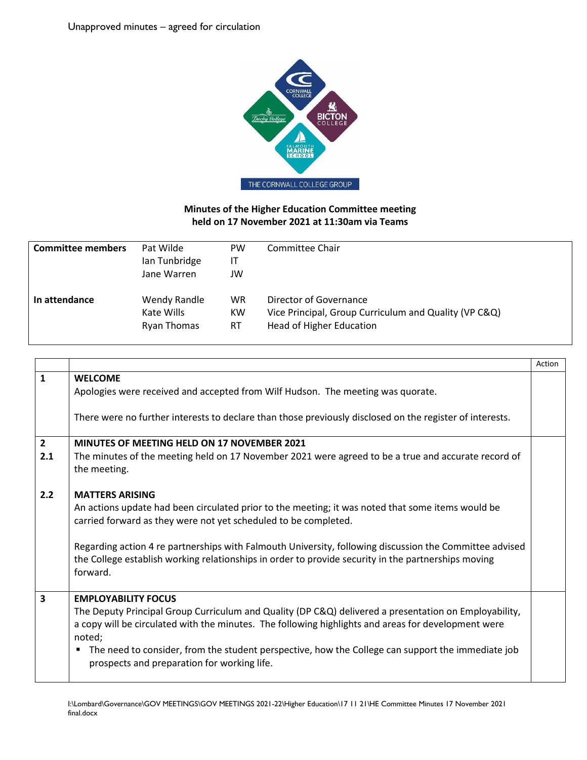Unapproved minutes – agreed for circulation

THE CORNWALL COLLEGE GROUP

**Minutes of the Higher Education Committee meeting held on 17 November 2021 at 11:30am via Teams**

| | | | |
|---|---|---|---|
| **Committee members** | Pat Wilde<br>Ian Tunbridge<br>Jane Warren | PW<br>IT<br>JW | Committee Chair |
| **In attendance** | Wendy Randle<br>Kate Wills<br>Ryan Thomas | WR<br>KW<br>RT | Director of Governance<br>Vice Principal, Group Curriculum and Quality (VP C&Q)<br>Head of Higher Education |

| | | Action |
|---|---|---|
| **1** | **WELCOME**<br>Apologies were received and accepted from Wilf Hudson. The meeting was quorate.<br><br>There were no further interests to declare than those previously disclosed on the register of interests. | |
| **2**<br>**2.1** | **MINUTES OF MEETING HELD ON 17 NOVEMBER 2021**<br>The minutes of the meeting held on 17 November 2021 were agreed to be a true and accurate record of the meeting. | |
| **2.2** | **MATTERS ARISING**<br>An actions update had been circulated prior to the meeting; it was noted that some items would be carried forward as they were not yet scheduled to be completed.<br><br>Regarding action 4 re partnerships with Falmouth University, following discussion the Committee advised the College establish working relationships in order to provide security in the partnerships moving forward. | |
| **3** | **EMPLOYABILITY FOCUS**<br>The Deputy Principal Group Curriculum and Quality (DP C&Q) delivered a presentation on Employability, a copy will be circulated with the minutes. The following highlights and areas for development were noted;<br>▪ The need to consider, from the student perspective, how the College can support the immediate job prospects and preparation for working life. | |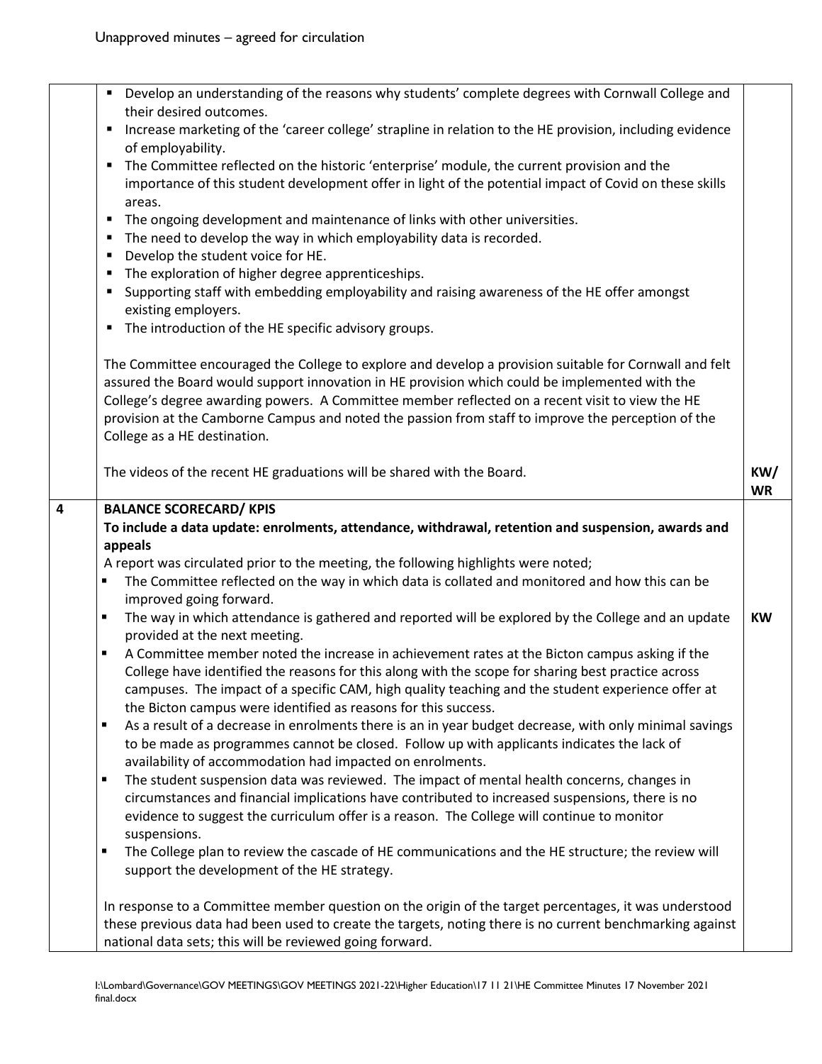Unapproved minutes – agreed for circulation

| | | |
|---|---|---|
| | ▪ Develop an understanding of the reasons why students' complete degrees with Cornwall College and their desired outcomes.<br>▪ Increase marketing of the 'career college' strapline in relation to the HE provision, including evidence of employability.<br>▪ The Committee reflected on the historic 'enterprise' module, the current provision and the importance of this student development offer in light of the potential impact of Covid on these skills areas.<br>▪ The ongoing development and maintenance of links with other universities.<br>▪ The need to develop the way in which employability data is recorded.<br>▪ Develop the student voice for HE.<br>▪ The exploration of higher degree apprenticeships.<br>▪ Supporting staff with embedding employability and raising awareness of the HE offer amongst existing employers.<br>▪ The introduction of the HE specific advisory groups.<br><br>The Committee encouraged the College to explore and develop a provision suitable for Cornwall and felt assured the Board would support innovation in HE provision which could be implemented with the College's degree awarding powers. A Committee member reflected on a recent visit to view the HE provision at the Camborne Campus and noted the passion from staff to improve the perception of the College as a HE destination.<br><br>The videos of the recent HE graduations will be shared with the Board. | **KW/ WR** |
| **4** | **BALANCE SCORECARD/ KPIS**<br>**To include a data update: enrolments, attendance, withdrawal, retention and suspension, awards and appeals**<br>A report was circulated prior to the meeting, the following highlights were noted;<br>▪ The Committee reflected on the way in which data is collated and monitored and how this can be improved going forward.<br>▪ The way in which attendance is gathered and reported will be explored by the College and an update provided at the next meeting.<br>▪ A Committee member noted the increase in achievement rates at the Bicton campus asking if the College have identified the reasons for this along with the scope for sharing best practice across campuses. The impact of a specific CAM, high quality teaching and the student experience offer at the Bicton campus were identified as reasons for this success.<br>▪ As a result of a decrease in enrolments there is an in year budget decrease, with only minimal savings to be made as programmes cannot be closed. Follow up with applicants indicates the lack of availability of accommodation had impacted on enrolments.<br>▪ The student suspension data was reviewed. The impact of mental health concerns, changes in circumstances and financial implications have contributed to increased suspensions, there is no evidence to suggest the curriculum offer is a reason. The College will continue to monitor suspensions.<br>▪ The College plan to review the cascade of HE communications and the HE structure; the review will support the development of the HE strategy.<br><br>In response to a Committee member question on the origin of the target percentages, it was understood these previous data had been used to create the targets, noting there is no current benchmarking against national data sets; this will be reviewed going forward. | **KW** |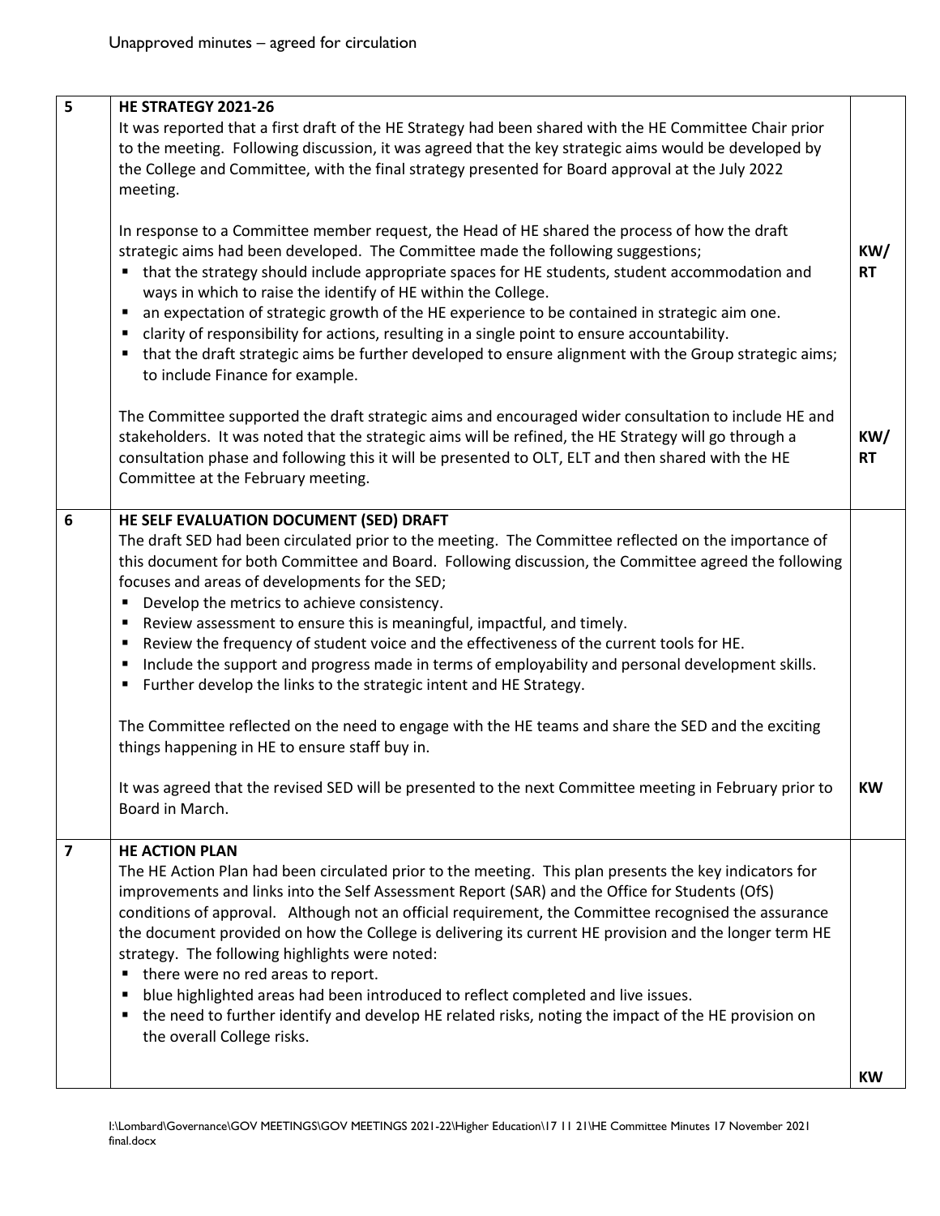Unapproved minutes – agreed for circulation

| | | |
|---|---|---|
| **5** | **HE STRATEGY 2021-26**<br>It was reported that a first draft of the HE Strategy had been shared with the HE Committee Chair prior to the meeting. Following discussion, it was agreed that the key strategic aims would be developed by the College and Committee, with the final strategy presented for Board approval at the July 2022 meeting.<br><br>In response to a Committee member request, the Head of HE shared the process of how the draft strategic aims had been developed. The Committee made the following suggestions;<br>▪ that the strategy should include appropriate spaces for HE students, student accommodation and ways in which to raise the identify of HE within the College.<br>▪ an expectation of strategic growth of the HE experience to be contained in strategic aim one.<br>▪ clarity of responsibility for actions, resulting in a single point to ensure accountability.<br>▪ that the draft strategic aims be further developed to ensure alignment with the Group strategic aims; to include Finance for example.<br><br>The Committee supported the draft strategic aims and encouraged wider consultation to include HE and stakeholders. It was noted that the strategic aims will be refined, the HE Strategy will go through a consultation phase and following this it will be presented to OLT, ELT and then shared with the HE Committee at the February meeting. | **KW/ RT**<br><br>**KW/ RT** |
| **6** | **HE SELF EVALUATION DOCUMENT (SED) DRAFT**<br>The draft SED had been circulated prior to the meeting. The Committee reflected on the importance of this document for both Committee and Board. Following discussion, the Committee agreed the following focuses and areas of developments for the SED;<br>▪ Develop the metrics to achieve consistency.<br>▪ Review assessment to ensure this is meaningful, impactful, and timely.<br>▪ Review the frequency of student voice and the effectiveness of the current tools for HE.<br>▪ Include the support and progress made in terms of employability and personal development skills.<br>▪ Further develop the links to the strategic intent and HE Strategy.<br><br>The Committee reflected on the need to engage with the HE teams and share the SED and the exciting things happening in HE to ensure staff buy in.<br><br>It was agreed that the revised SED will be presented to the next Committee meeting in February prior to Board in March. | **KW** |
| **7** | **HE ACTION PLAN**<br>The HE Action Plan had been circulated prior to the meeting. This plan presents the key indicators for improvements and links into the Self Assessment Report (SAR) and the Office for Students (OfS) conditions of approval. Although not an official requirement, the Committee recognised the assurance the document provided on how the College is delivering its current HE provision and the longer term HE strategy. The following highlights were noted:<br>▪ there were no red areas to report.<br>▪ blue highlighted areas had been introduced to reflect completed and live issues.<br>▪ the need to further identify and develop HE related risks, noting the impact of the HE provision on the overall College risks. | **KW** |

I:\Lombard\Governance\GOV MEETINGS\GOV MEETINGS 2021-22\Higher Education\17 11 21\HE Committee Minutes 17 November 2021 final.docx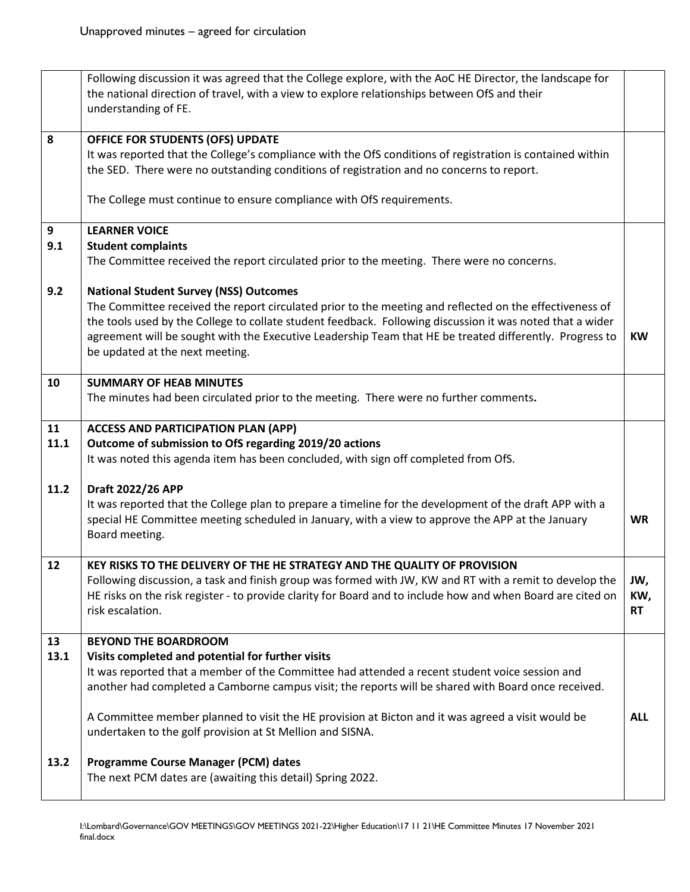| | | |
|---|---|---|
| | Following discussion it was agreed that the College explore, with the AoC HE Director, the landscape for the national direction of travel, with a view to explore relationships between OfS and their understanding of FE. | |
| **8** | **OFFICE FOR STUDENTS (OFS) UPDATE**<br>It was reported that the College's compliance with the OfS conditions of registration is contained within the SED. There were no outstanding conditions of registration and no concerns to report.<br><br>The College must continue to ensure compliance with OfS requirements. | |
| **9**<br>**9.1** | **LEARNER VOICE**<br>**Student complaints**<br>The Committee received the report circulated prior to the meeting. There were no concerns. | |
| **9.2** | **National Student Survey (NSS) Outcomes**<br>The Committee received the report circulated prior to the meeting and reflected on the effectiveness of the tools used by the College to collate student feedback. Following discussion it was noted that a wider agreement will be sought with the Executive Leadership Team that HE be treated differently. Progress to be updated at the next meeting. | **KW** |
| **10** | **SUMMARY OF HEAB MINUTES**<br>The minutes had been circulated prior to the meeting. There were no further comments**.** | |
| **11**<br>**11.1** | **ACCESS AND PARTICIPATION PLAN (APP)**<br>**Outcome of submission to OfS regarding 2019/20 actions**<br>It was noted this agenda item has been concluded, with sign off completed from OfS. | |
| **11.2** | **Draft 2022/26 APP**<br>It was reported that the College plan to prepare a timeline for the development of the draft APP with a special HE Committee meeting scheduled in January, with a view to approve the APP at the January Board meeting. | **WR** |
| **12** | **KEY RISKS TO THE DELIVERY OF THE HE STRATEGY AND THE QUALITY OF PROVISION**<br>Following discussion, a task and finish group was formed with JW, KW and RT with a remit to develop the HE risks on the risk register - to provide clarity for Board and to include how and when Board are cited on risk escalation. | **JW, KW, RT** |
| **13**<br>**13.1** | **BEYOND THE BOARDROOM**<br>**Visits completed and potential for further visits**<br>It was reported that a member of the Committee had attended a recent student voice session and another had completed a Camborne campus visit; the reports will be shared with Board once received.<br><br>A Committee member planned to visit the HE provision at Bicton and it was agreed a visit would be undertaken to the golf provision at St Mellion and SISNA. | **ALL** |
| **13.2** | **Programme Course Manager (PCM) dates**<br>The next PCM dates are (awaiting this detail) Spring 2022. | |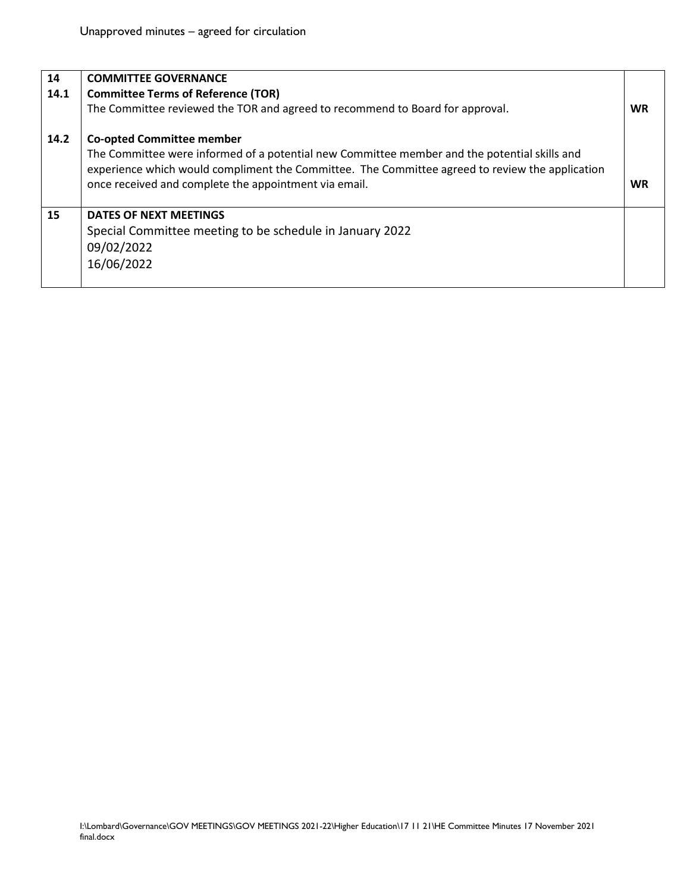| | | |
|---|---|---|
| **14** | **COMMITTEE GOVERNANCE** | |
| **14.1** | **Committee Terms of Reference (TOR)**<br>The Committee reviewed the TOR and agreed to recommend to Board for approval. | **WR** |
| **14.2** | **Co-opted Committee member**<br>The Committee were informed of a potential new Committee member and the potential skills and experience which would compliment the Committee. The Committee agreed to review the application once received and complete the appointment via email. | **WR** |
| **15** | **DATES OF NEXT MEETINGS**<br>Special Committee meeting to be schedule in January 2022<br>09/02/2022<br>16/06/2022 | |